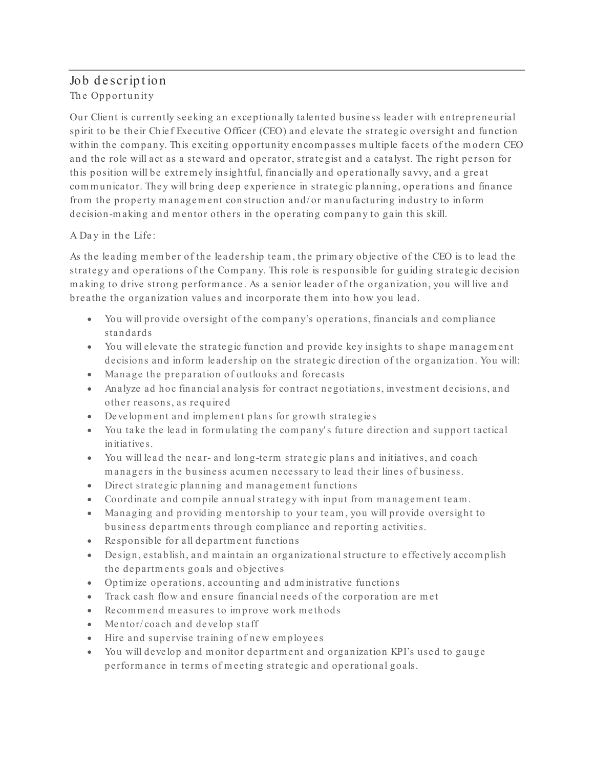# Job description

## The Opportunity

Our Client is currently seeking an exceptionally talented business leader with entrepreneurial spirit to be their Chief Executive Officer (CEO) and elevate the strategic oversight and function within the company. This exciting opportunity encompasses multiple facets of the modern CEO and the role will act as a steward and operator, strategist and a catalyst. The right person for this position will be extremely insightful, financially and operationally savvy, and a great communicator. They will bring deep experience in strategic planning, operations and finance from the property management construction and/or manufacturing industry to inform decision-making and mentor others in the operating company to gain this skill.

A Day in the Life:

As the leading member of the leadership team, the primary objective of the CEO is to lead the strategy and operations of the Company. This role is responsible for guiding strategic decision making to drive strong performance. As a senior leader of the organization, you will live and breathe the organization values and incorporate them into how you lead.

- You will provide oversight of the company's operations, financials and compliance standards
- You will elevate the strategic function and provide key insights to shape management decisions and inform leadership on the strategic direction of the organization. You will:
- Manage the preparation of outlooks and forecasts
- Analyze ad hoc financial analysis for contract negotiations, investment decisions, and other reasons, as required
- Development and implement plans for growth strategies
- You take the lead in formulating the company's future direction and support tactical initiatives.
- You will lead the near- and long-term strategic plans and initiatives, and coach managers in the business acumen necessary to lead their lines of business.
- Direct strategic planning and management functions
- Coordinate and compile annual strategy with input from management team.
- Managing and providing mentorship to your team, you will provide oversight to business departments through compliance and reporting activities.
- Responsible for all department functions
- Design, establish, and maintain an organizational structure to effectively accomplish the departments goals and objectives
- Optimize operations, accounting and administrative functions
- Track cash flow and ensure financial needs of the corporation are met
- Recommend measures to improve work methods
- Mentor/coach and develop staff
- Hire and supervise training of new employees
- You will develop and monitor department and organization KPI's used to gauge performance in terms of meeting strategic and operational goals.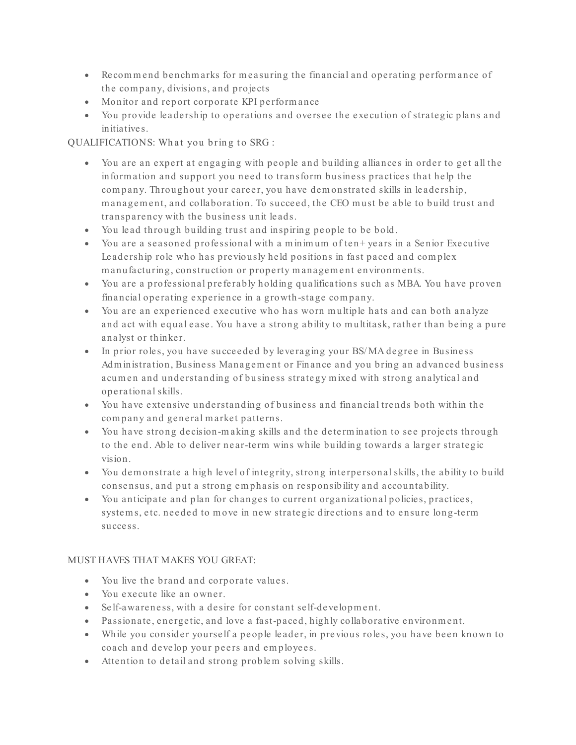- Recommend benchmarks for measuring the financial and operating performance of the company, divisions, and projects
- Monitor and report corporate KPI performance
- You provide leadership to operations and oversee the execution of strategic plans and initiatives.

QUALIFICATIONS: What you bring to SRG:

- You are an expert at engaging with people and building alliances in order to get all the information and support you need to transform business practices that help the company. Throughout your career, you have demonstrated skills in leadership, management, and collaboration. To succeed, the CEO must be able to build trust and transparency with the business unit leads.
- You lead through building trust and inspiring people to be bold.
- You are a seasoned professional with a minimum of ten+ years in a Senior Executive Leadership role who has previously held positions in fast paced and complex manufacturing, construction or property management environments.
- You are a professional preferably holding qualifications such as MBA. You have proven financial operating experience in a growth-stage company.
- You are an experienced executive who has worn multiple hats and can both analyze and act with equal ease. You have a strong ability to multitask, rather than being a pure analyst or thinker.
- In prior roles, you have succeeded by leveraging your BS/MA degree in Business Administration, Business Management or Finance and you bring an advanced business acumen and understanding of business strategy mixed with strong analytical and operational skills.
- You have extensive understanding of business and financial trends both within the company and general market patterns.
- You have strong decision-making skills and the determination to see projects through to the end. Able to deliver near-term wins while building towards a larger strategic vision.
- You demonstrate a high level of integrity, strong interpersonal skills, the ability to build consensus, and put a strong emphasis on responsibility and accountability.
- You anticipate and plan for changes to current organizational policies, practices, systems, etc. needed to move in new strategic directions and to ensure long-term success.

MUST HAVES THAT MAKES YOU GREAT:

- You live the brand and corporate values.
- You execute like an owner.
- Self-awareness, with a desire for constant self-development.
- Passionate, energetic, and love a fast-paced, highly collaborative environment.
- While you consider yourself a people leader, in previous roles, you have been known to coach and develop your peers and employees.
- Attention to detail and strong problem solving skills.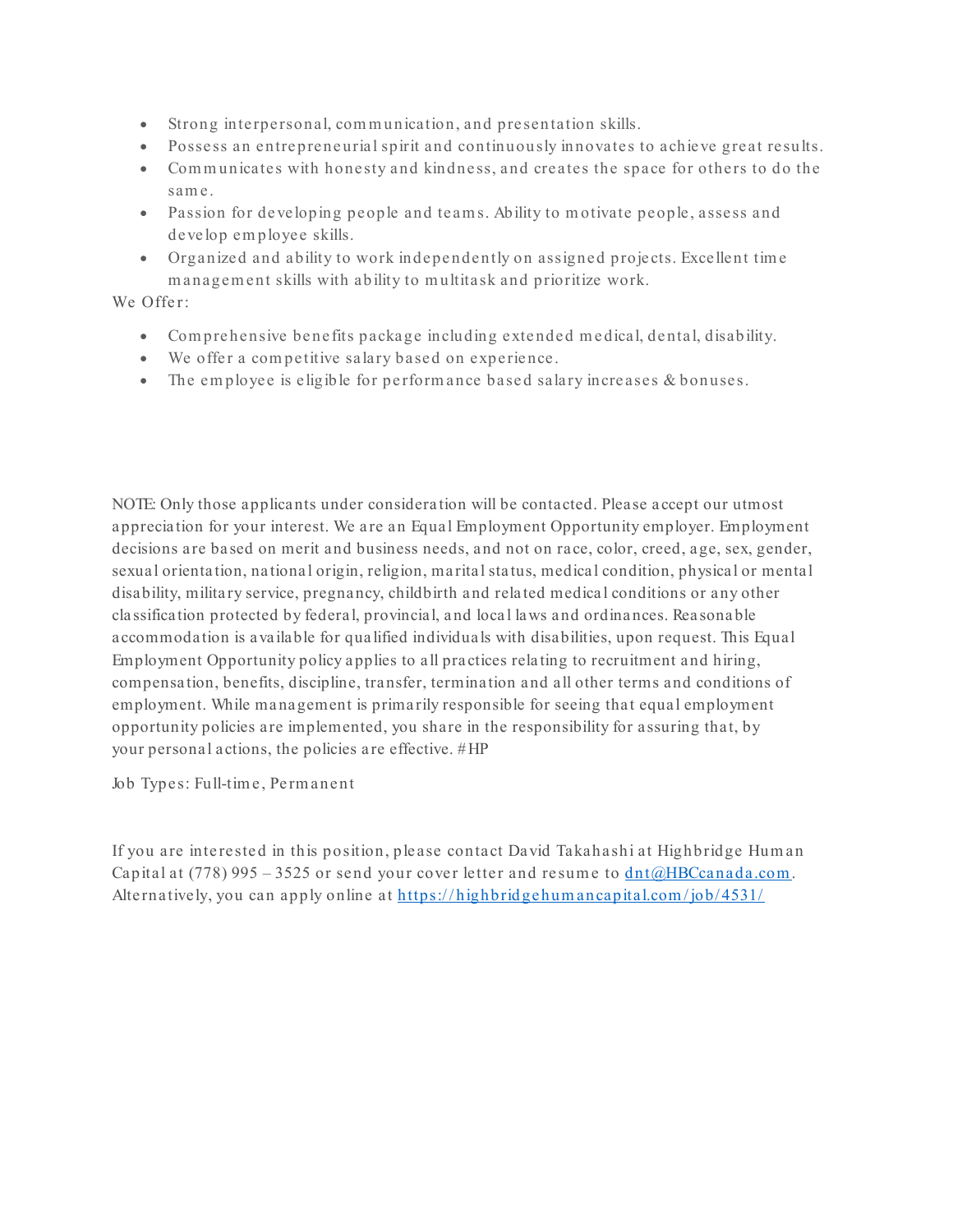- Strong interpersonal, communication, and presentation skills.
- Possess an entrepreneurial spirit and continuously innovates to achieve great results.
- Communicates with honesty and kindness, and creates the space for others to do the same.
- Passion for developing people and teams. Ability to motivate people, assess and develop employee skills.
- Organized and ability to work independently on assigned projects. Excellent time management skills with ability to multitask and prioritize work.

We Offer:

- Comprehensive benefits package including extended medical, dental, disability.
- We offer a competitive salary based on experience.
- The employee is eligible for performance based salary increases & bonuses.

NOTE: Only those applicants under consideration will be contacted. Please accept our utmost appreciation for your interest. We are an Equal Employment Opportunity employer. Employment decisions are based on merit and business needs, and not on race, color, creed, age, sex, gender, sexual orientation, national origin, religion, marital status, medical condition, physical or mental disability, military service, pregnancy, childbirth and related medical conditions or any other classification protected by federal, provincial, and local laws and ordinances. Reasonable accommodation is available for qualified individuals with disabilities, upon request. This Equal Employment Opportunity policy applies to all practices relating to recruitment and hiring, compensation, benefits, discipline, transfer, termination and all other terms and conditions of employment. While management is primarily responsible for seeing that equal employment opportunity policies are implemented, you share in the responsibility for assuring that, by your personal actions, the policies are effective. #HP

Job Types: Full-time, Permanent

If you are interested in this position, please contact David Takahashi at Highbridge Human Capital at (778) 995 – 3525 or send your cover letter and resume to [dnt@HBCcanada.com](mailto:dnt@HBCcanada.com). Alternatively, you can apply online at [https://highbridgehumancapital.com/job/4531/](https://highbridgehumancapital.com/job/4531/)